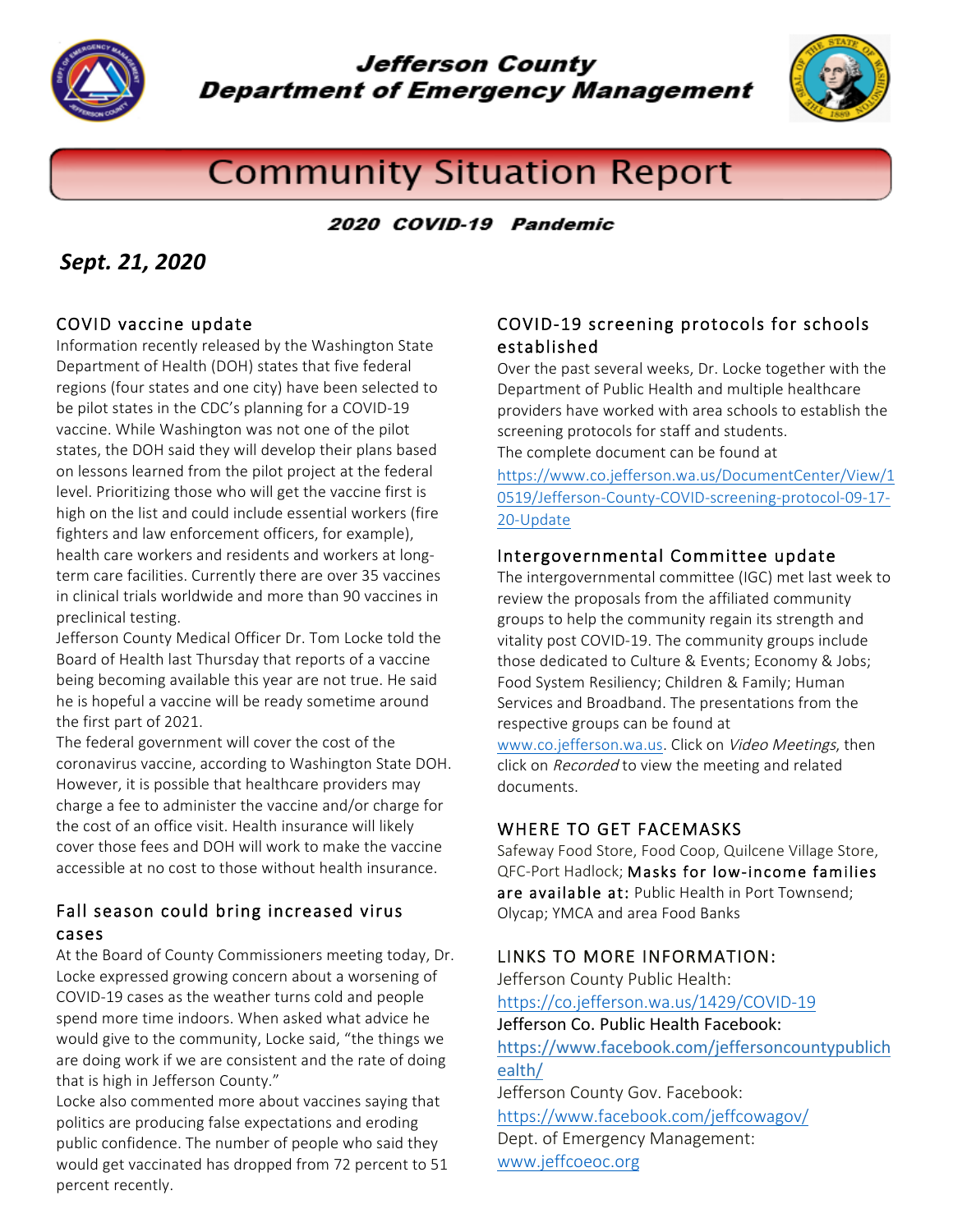# Jefferson County Department of Emergency Management

# Community Situation Report

**2020 COVID-19 Pandemic**

***Sept. 21, 2020***

## COVID vaccine update

Information recently released by the Washington State Department of Health (DOH) states that five federal regions (four states and one city) have been selected to be pilot states in the CDC's planning for a COVID-19 vaccine. While Washington was not one of the pilot states, the DOH said they will develop their plans based on lessons learned from the pilot project at the federal level. Prioritizing those who will get the vaccine first is high on the list and could include essential workers (fire fighters and law enforcement officers, for example), health care workers and residents and workers at long-term care facilities. Currently there are over 35 vaccines in clinical trials worldwide and more than 90 vaccines in preclinical testing.

Jefferson County Medical Officer Dr. Tom Locke told the Board of Health last Thursday that reports of a vaccine being becoming available this year are not true. He said he is hopeful a vaccine will be ready sometime around the first part of 2021.

The federal government will cover the cost of the coronavirus vaccine, according to Washington State DOH. However, it is possible that healthcare providers may charge a fee to administer the vaccine and/or charge for the cost of an office visit. Health insurance will likely cover those fees and DOH will work to make the vaccine accessible at no cost to those without health insurance.

## Fall season could bring increased virus cases

At the Board of County Commissioners meeting today, Dr. Locke expressed growing concern about a worsening of COVID-19 cases as the weather turns cold and people spend more time indoors. When asked what advice he would give to the community, Locke said, "the things we are doing work if we are consistent and the rate of doing that is high in Jefferson County."

Locke also commented more about vaccines saying that politics are producing false expectations and eroding public confidence. The number of people who said they would get vaccinated has dropped from 72 percent to 51 percent recently.

## COVID-19 screening protocols for schools established

Over the past several weeks, Dr. Locke together with the Department of Public Health and multiple healthcare providers have worked with area schools to establish the screening protocols for staff and students.

The complete document can be found at https://www.co.jefferson.wa.us/DocumentCenter/View/10519/Jefferson-County-COVID-screening-protocol-09-17-20-Update

## Intergovernmental Committee update

The intergovernmental committee (IGC) met last week to review the proposals from the affiliated community groups to help the community regain its strength and vitality post COVID-19. The community groups include those dedicated to Culture & Events; Economy & Jobs; Food System Resiliency; Children & Family; Human Services and Broadband. The presentations from the respective groups can be found at www.co.jefferson.wa.us. Click on *Video Meetings*, then click on *Recorded* to view the meeting and related documents.

## WHERE TO GET FACEMASKS

Safeway Food Store, Food Coop, Quilcene Village Store, QFC-Port Hadlock; Masks for low-income families are available at: Public Health in Port Townsend; Olycap; YMCA and area Food Banks

## LINKS TO MORE INFORMATION:

Jefferson County Public Health: https://co.jefferson.wa.us/1429/COVID-19

Jefferson Co. Public Health Facebook: https://www.facebook.com/jeffersoncountypublichealth/

Jefferson County Gov. Facebook: https://www.facebook.com/jeffcowagov/

Dept. of Emergency Management: www.jeffcoeoc.org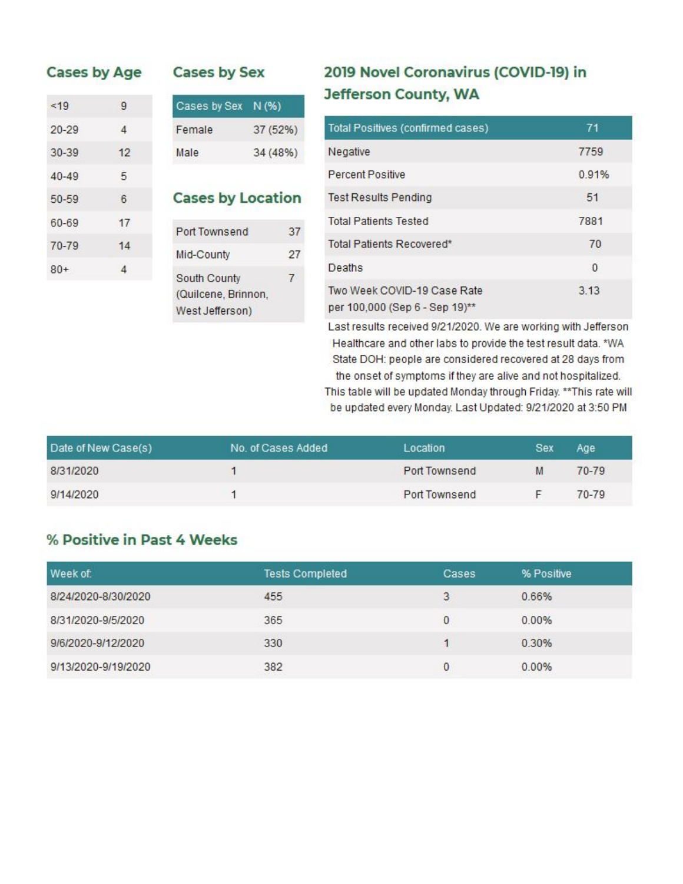## Cases by Age

| | |
|---|---|
| <19 | 9 |
| 20-29 | 4 |
| 30-39 | 12 |
| 40-49 | 5 |
| 50-59 | 6 |
| 60-69 | 17 |
| 70-79 | 14 |
| 80+ | 4 |

## Cases by Sex

| Cases by Sex | N (%) |
|---|---|
| Female | 37 (52%) |
| Male | 34 (48%) |

## Cases by Location

| | |
|---|---|
| Port Townsend | 37 |
| Mid-County | 27 |
| South County (Quilcene, Brinnon, West Jefferson) | 7 |

## 2019 Novel Coronavirus (COVID-19) in Jefferson County, WA

| Total Positives (confirmed cases) | 71 |
|---|---|
| Negative | 7759 |
| Percent Positive | 0.91% |
| Test Results Pending | 51 |
| Total Patients Tested | 7881 |
| Total Patients Recovered* | 70 |
| Deaths | 0 |
| Two Week COVID-19 Case Rate per 100,000 (Sep 6 - Sep 19)** | 3.13 |

Last results received 9/21/2020. We are working with Jefferson Healthcare and other labs to provide the test result data. *WA State DOH: people are considered recovered at 28 days from the onset of symptoms if they are alive and not hospitalized. This table will be updated Monday through Friday. **This rate will be updated every Monday. Last Updated: 9/21/2020 at 3:50 PM

| Date of New Case(s) | No. of Cases Added | Location | Sex | Age |
|---|---|---|---|---|
| 8/31/2020 | 1 | Port Townsend | M | 70-79 |
| 9/14/2020 | 1 | Port Townsend | F | 70-79 |

## % Positive in Past 4 Weeks

| Week of: | Tests Completed | Cases | % Positive |
|---|---|---|---|
| 8/24/2020-8/30/2020 | 455 | 3 | 0.66% |
| 8/31/2020-9/5/2020 | 365 | 0 | 0.00% |
| 9/6/2020-9/12/2020 | 330 | 1 | 0.30% |
| 9/13/2020-9/19/2020 | 382 | 0 | 0.00% |